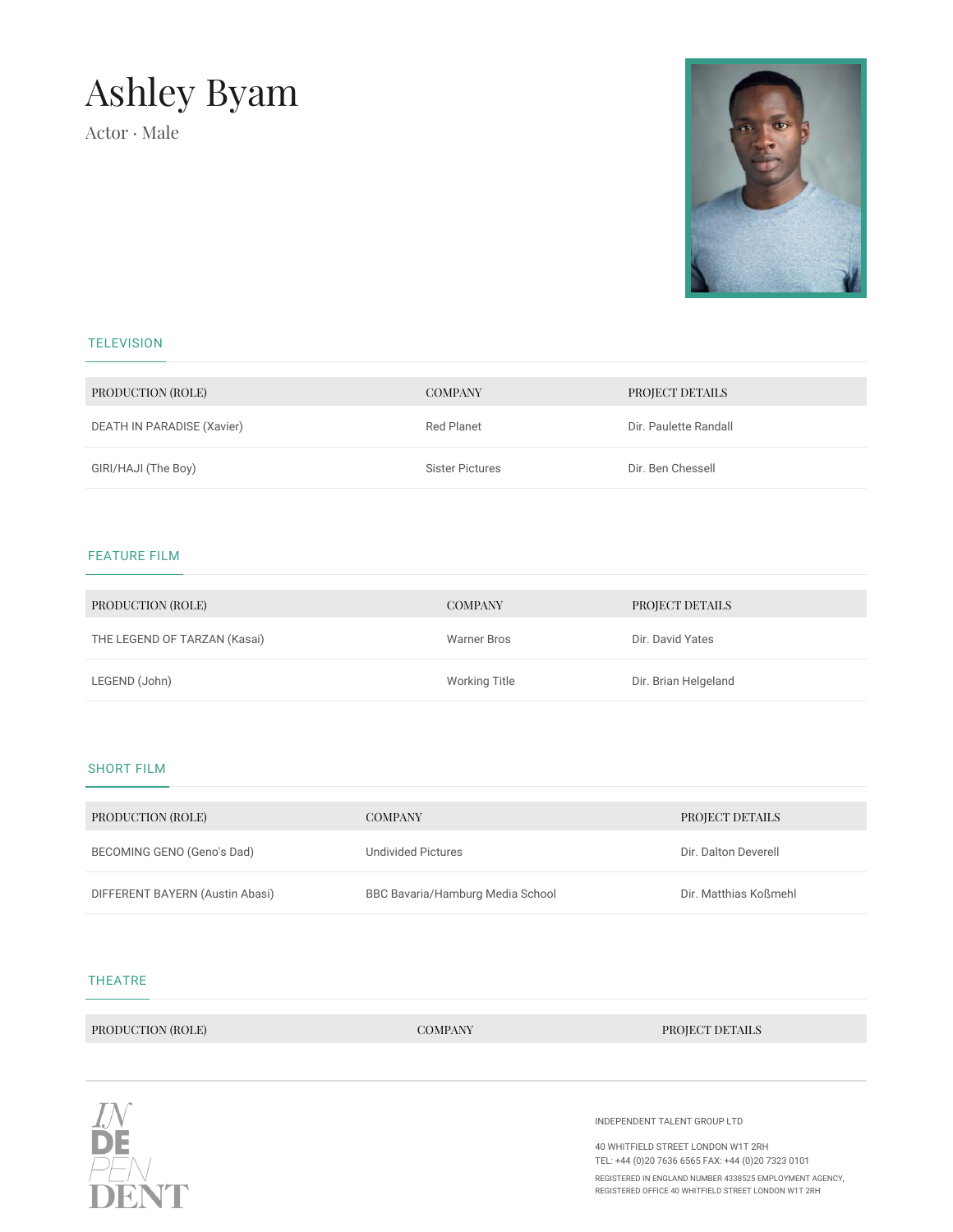# Ashley Byam

Actor · Male

## TELEVISION

| PRODUCTION (ROLE) | COMPANY | PROJECT DETAILS |
| --- | --- | --- |
| DEATH IN PARADISE (Xavier) | Red Planet | Dir. Paulette Randall |
| GIRI/HAJI (The Boy) | Sister Pictures | Dir. Ben Chessell |

## FEATURE FILM

| PRODUCTION (ROLE) | COMPANY | PROJECT DETAILS |
| --- | --- | --- |
| THE LEGEND OF TARZAN (Kasai) | Warner Bros | Dir. David Yates |
| LEGEND (John) | Working Title | Dir. Brian Helgeland |

## SHORT FILM

| PRODUCTION (ROLE) | COMPANY | PROJECT DETAILS |
| --- | --- | --- |
| BECOMING GENO (Geno's Dad) | Undivided Pictures | Dir. Dalton Deverell |
| DIFFERENT BAYERN (Austin Abasi) | BBC Bavaria/Hamburg Media School | Dir. Matthias Koßmehl |

## THEATRE

| PRODUCTION (ROLE) | COMPANY | PROJECT DETAILS |
| --- | --- | --- |

INDEPENDENT

INDEPENDENT TALENT GROUP LTD

40 WHITFIELD STREET LONDON W1T 2RH
TEL: +44 (0)20 7636 6565 FAX: +44 (0)20 7323 0101

REGISTERED IN ENGLAND NUMBER 4338525 EMPLOYMENT AGENCY,
REGISTERED OFFICE 40 WHITFIELD STREET LONDON W1T 2RH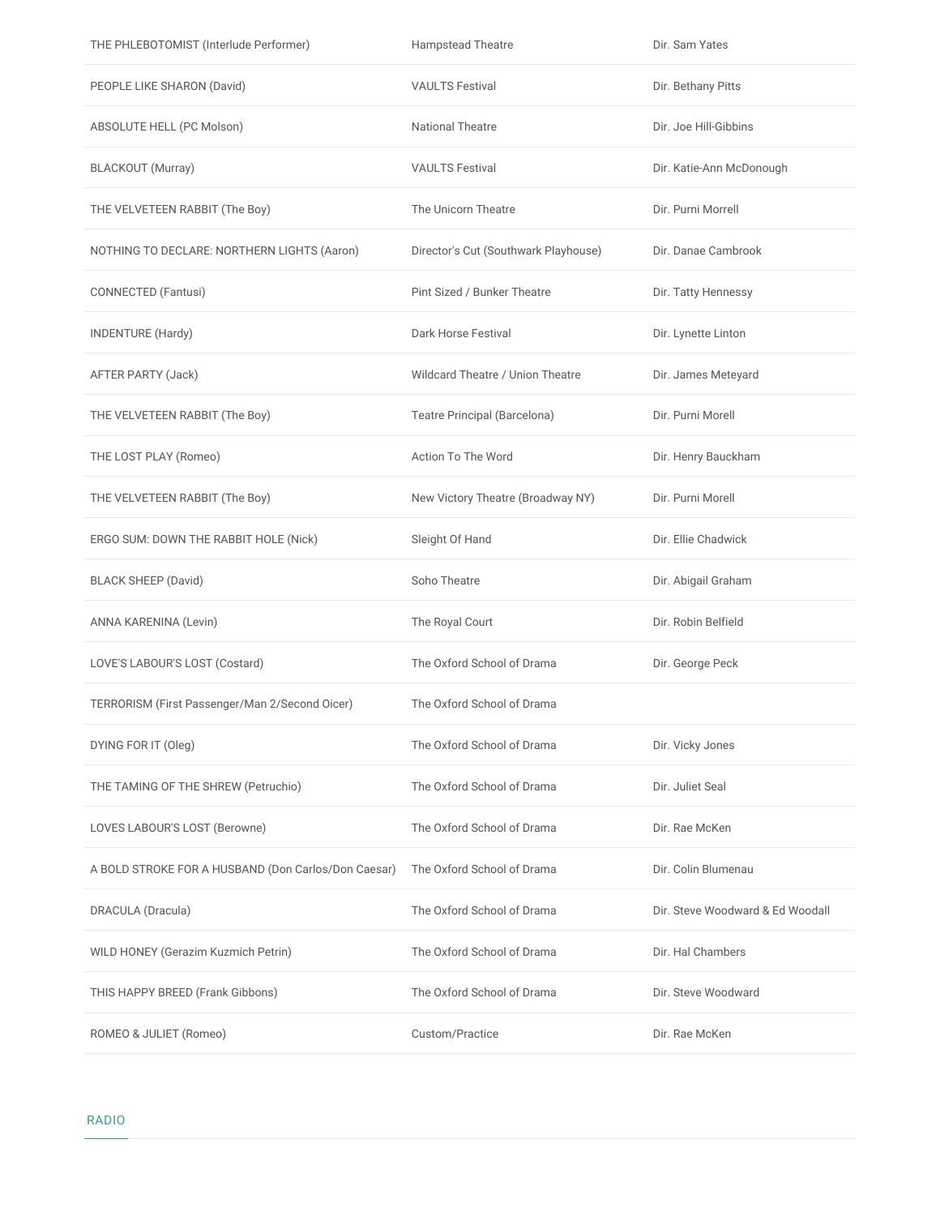| | | |
|---|---|---|
| THE PHLEBOTOMIST (Interlude Performer) | Hampstead Theatre | Dir. Sam Yates |
| PEOPLE LIKE SHARON (David) | VAULTS Festival | Dir. Bethany Pitts |
| ABSOLUTE HELL (PC Molson) | National Theatre | Dir. Joe Hill-Gibbins |
| BLACKOUT (Murray) | VAULTS Festival | Dir. Katie-Ann McDonough |
| THE VELVETEEN RABBIT (The Boy) | The Unicorn Theatre | Dir. Purni Morrell |
| NOTHING TO DECLARE: NORTHERN LIGHTS (Aaron) | Director's Cut (Southwark Playhouse) | Dir. Danae Cambrook |
| CONNECTED (Fantusi) | Pint Sized / Bunker Theatre | Dir. Tatty Hennessy |
| INDENTURE (Hardy) | Dark Horse Festival | Dir. Lynette Linton |
| AFTER PARTY (Jack) | Wildcard Theatre / Union Theatre | Dir. James Meteyard |
| THE VELVETEEN RABBIT (The Boy) | Teatre Principal (Barcelona) | Dir. Purni Morell |
| THE LOST PLAY (Romeo) | Action To The Word | Dir. Henry Bauckham |
| THE VELVETEEN RABBIT (The Boy) | New Victory Theatre (Broadway NY) | Dir. Purni Morell |
| ERGO SUM: DOWN THE RABBIT HOLE (Nick) | Sleight Of Hand | Dir. Ellie Chadwick |
| BLACK SHEEP (David) | Soho Theatre | Dir. Abigail Graham |
| ANNA KARENINA (Levin) | The Royal Court | Dir. Robin Belfield |
| LOVE'S LABOUR'S LOST (Costard) | The Oxford School of Drama | Dir. George Peck |
| TERRORISM (First Passenger/Man 2/Second Oicer) | The Oxford School of Drama | |
| DYING FOR IT (Oleg) | The Oxford School of Drama | Dir. Vicky Jones |
| THE TAMING OF THE SHREW (Petruchio) | The Oxford School of Drama | Dir. Juliet Seal |
| LOVES LABOUR'S LOST (Berowne) | The Oxford School of Drama | Dir. Rae McKen |
| A BOLD STROKE FOR A HUSBAND (Don Carlos/Don Caesar) | The Oxford School of Drama | Dir. Colin Blumenau |
| DRACULA (Dracula) | The Oxford School of Drama | Dir. Steve Woodward & Ed Woodall |
| WILD HONEY (Gerazim Kuzmich Petrin) | The Oxford School of Drama | Dir. Hal Chambers |
| THIS HAPPY BREED (Frank Gibbons) | The Oxford School of Drama | Dir. Steve Woodward |
| ROMEO & JULIET (Romeo) | Custom/Practice | Dir. Rae McKen |

## RADIO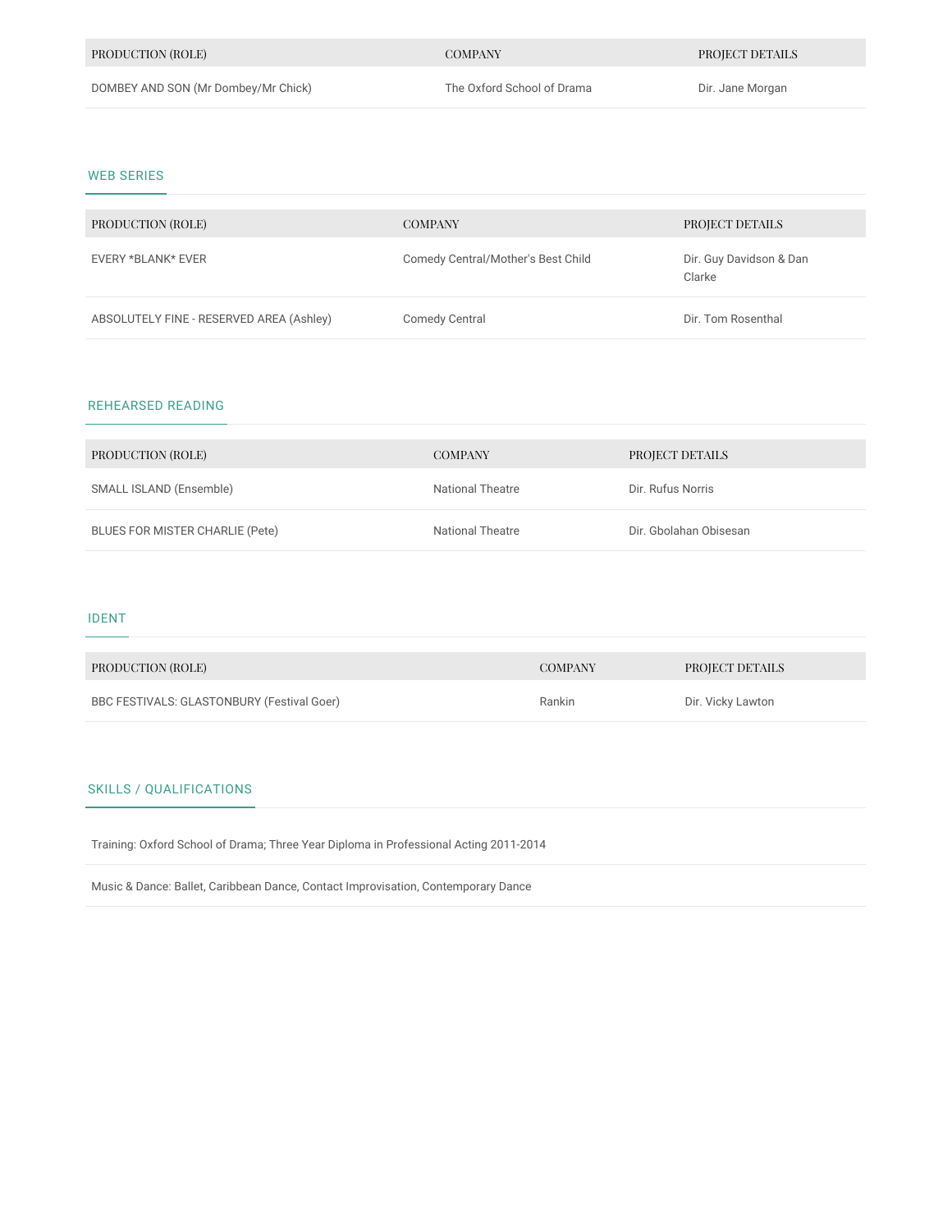| PRODUCTION (ROLE) | COMPANY | PROJECT DETAILS |
|---|---|---|
| DOMBEY AND SON (Mr Dombey/Mr Chick) | The Oxford School of Drama | Dir. Jane Morgan |

## WEB SERIES

| PRODUCTION (ROLE) | COMPANY | PROJECT DETAILS |
|---|---|---|
| EVERY *BLANK* EVER | Comedy Central/Mother's Best Child | Dir. Guy Davidson & Dan Clarke |
| ABSOLUTELY FINE - RESERVED AREA (Ashley) | Comedy Central | Dir. Tom Rosenthal |

## REHEARSED READING

| PRODUCTION (ROLE) | COMPANY | PROJECT DETAILS |
|---|---|---|
| SMALL ISLAND (Ensemble) | National Theatre | Dir. Rufus Norris |
| BLUES FOR MISTER CHARLIE (Pete) | National Theatre | Dir. Gbolahan Obisesan |

## IDENT

| PRODUCTION (ROLE) | COMPANY | PROJECT DETAILS |
|---|---|---|
| BBC FESTIVALS: GLASTONBURY (Festival Goer) | Rankin | Dir. Vicky Lawton |

## SKILLS / QUALIFICATIONS

Training: Oxford School of Drama; Three Year Diploma in Professional Acting 2011-2014

Music & Dance: Ballet, Caribbean Dance, Contact Improvisation, Contemporary Dance